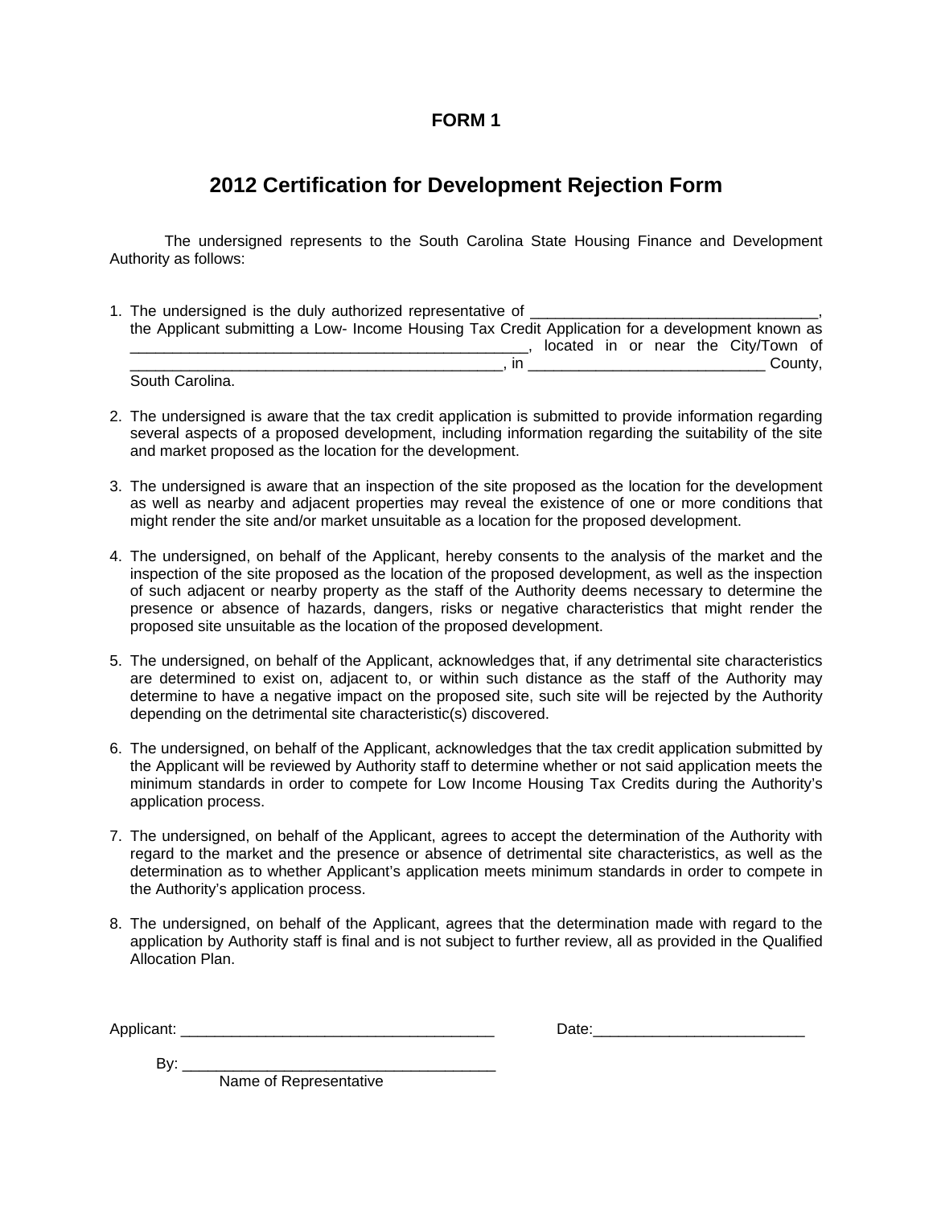**FORM 1**

# 2012 Certification for Development Rejection Form

The undersigned represents to the South Carolina State Housing Finance and Development Authority as follows:

1. The undersigned is the duly authorized representative of __________________________________, the Applicant submitting a Low- Income Housing Tax Credit Application for a development known as ________________________________________________, located in or near the City/Town of _____________________________________________, in ____________________________ County, South Carolina.

2. The undersigned is aware that the tax credit application is submitted to provide information regarding several aspects of a proposed development, including information regarding the suitability of the site and market proposed as the location for the development.

3. The undersigned is aware that an inspection of the site proposed as the location for the development as well as nearby and adjacent properties may reveal the existence of one or more conditions that might render the site and/or market unsuitable as a location for the proposed development.

4. The undersigned, on behalf of the Applicant, hereby consents to the analysis of the market and the inspection of the site proposed as the location of the proposed development, as well as the inspection of such adjacent or nearby property as the staff of the Authority deems necessary to determine the presence or absence of hazards, dangers, risks or negative characteristics that might render the proposed site unsuitable as the location of the proposed development.

5. The undersigned, on behalf of the Applicant, acknowledges that, if any detrimental site characteristics are determined to exist on, adjacent to, or within such distance as the staff of the Authority may determine to have a negative impact on the proposed site, such site will be rejected by the Authority depending on the detrimental site characteristic(s) discovered.

6. The undersigned, on behalf of the Applicant, acknowledges that the tax credit application submitted by the Applicant will be reviewed by Authority staff to determine whether or not said application meets the minimum standards in order to compete for Low Income Housing Tax Credits during the Authority's application process.

7. The undersigned, on behalf of the Applicant, agrees to accept the determination of the Authority with regard to the market and the presence or absence of detrimental site characteristics, as well as the determination as to whether Applicant's application meets minimum standards in order to compete in the Authority's application process.

8. The undersigned, on behalf of the Applicant, agrees that the determination made with regard to the application by Authority staff is final and is not subject to further review, all as provided in the Qualified Allocation Plan.

Applicant: _____________________________________ Date:_________________________

By: _____________________________________
Name of Representative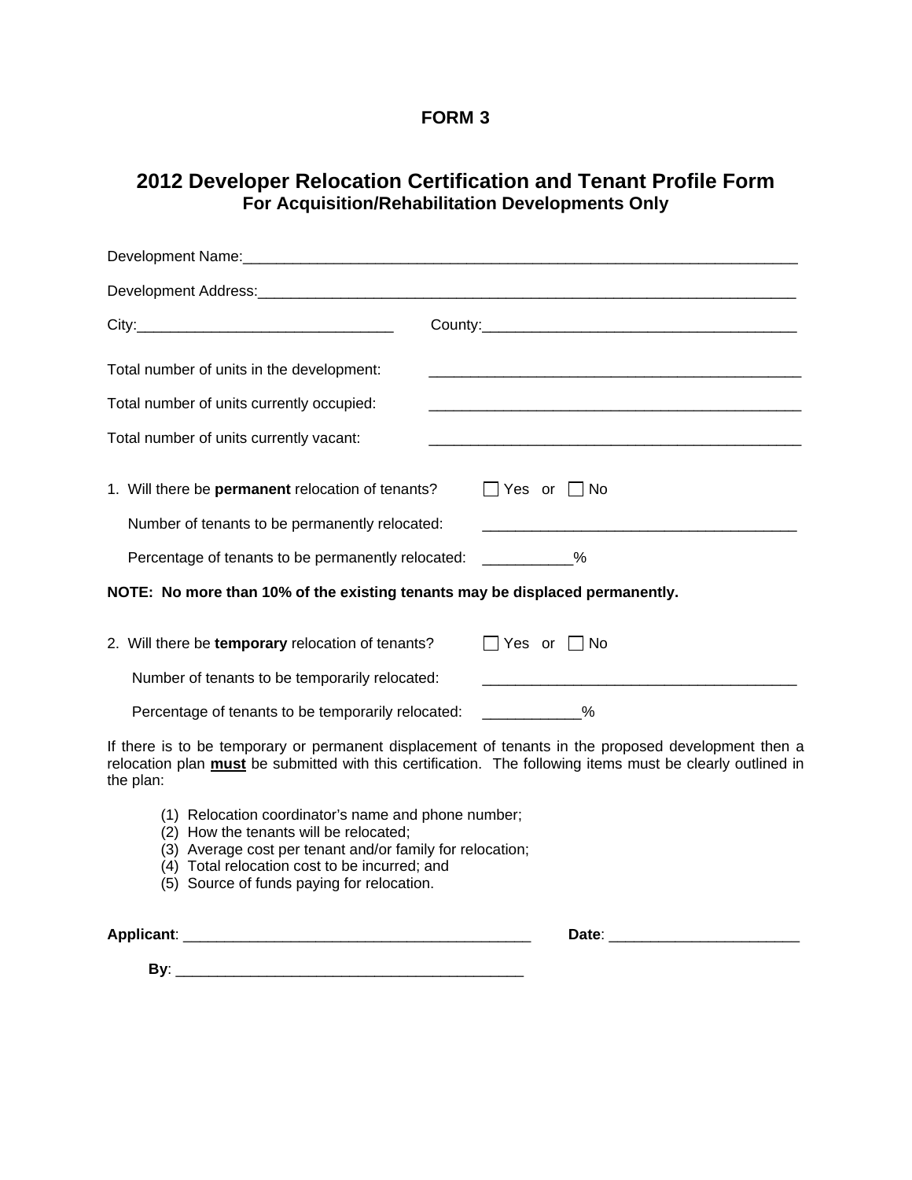# FORM 3

## 2012 Developer Relocation Certification and Tenant Profile Form

### For Acquisition/Rehabilitation Developments Only

Development Name:_______________________________________________________________________

Development Address:_____________________________________________________________________

City:________________________________ County:_______________________________________

Total number of units in the development: _______________________________________________

Total number of units currently occupied: _______________________________________________

Total number of units currently vacant: _______________________________________________

1. Will there be **permanent** relocation of tenants? ☐ Yes or ☐ No

   Number of tenants to be permanently relocated: _______________________________________

   Percentage of tenants to be permanently relocated: ___________%

**NOTE: No more than 10% of the existing tenants may be displaced permanently.**

2. Will there be **temporary** relocation of tenants? ☐ Yes or ☐ No

   Number of tenants to be temporarily relocated: _______________________________________

   Percentage of tenants to be temporarily relocated: ____________%

If there is to be temporary or permanent displacement of tenants in the proposed development then a relocation plan **<u>must</u>** be submitted with this certification. The following items must be clearly outlined in the plan:

(1) Relocation coordinator's name and phone number;
(2) How the tenants will be relocated;
(3) Average cost per tenant and/or family for relocation;
(4) Total relocation cost to be incurred; and
(5) Source of funds paying for relocation.

**Applicant**: ___________________________________________ **Date**: _______________________

**By**: ___________________________________________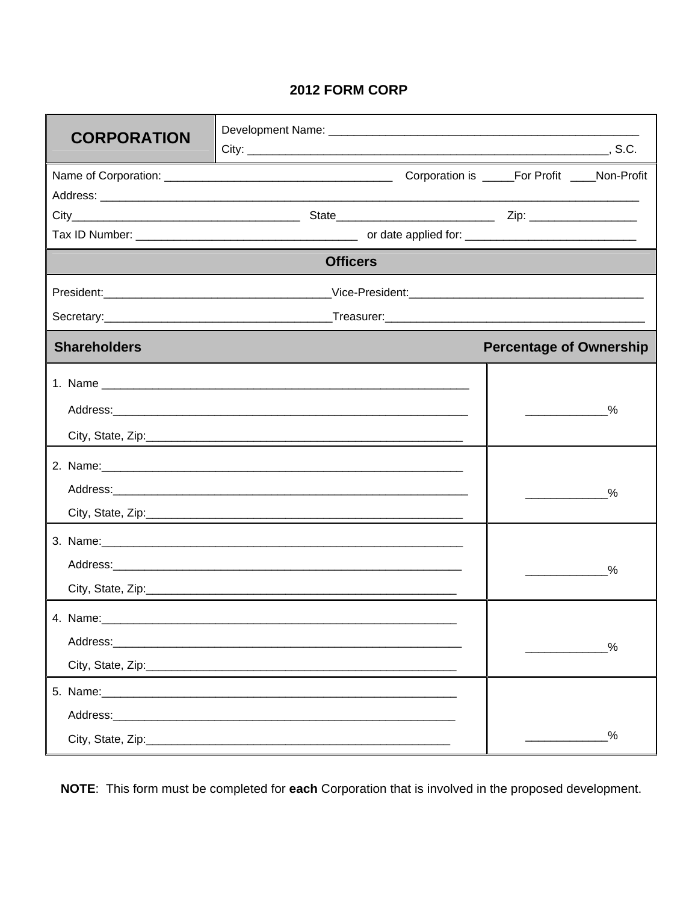# 2012 FORM CORP

| CORPORATION | Development Name: ___________________________________________________ <br> City: ____________________________________________________________, S.C. |
|---|---|

Name of Corporation: ____________________________________ Corporation is _____For Profit ____Non-Profit

Address: ___________________________________________________________________________________________

City___________________________________ State_________________________ Zip: _________________

Tax ID Number: ___________________________________ or date applied for: ___________________________

## Officers

President:___________________________________Vice-President:_____________________________________

Secretary:___________________________________Treasurer:_________________________________________

| Shareholders | Percentage of Ownership |
|---|---|
| 1. Name ____________________________________________________________ <br> Address:__________________________________________________________ <br> City, State, Zip:___________________________________________________ | ____________% |
| 2. Name:___________________________________________________________ <br> Address:__________________________________________________________ <br> City, State, Zip:___________________________________________________ | ____________% |
| 3. Name:___________________________________________________________ <br> Address:__________________________________________________________ <br> City, State, Zip:___________________________________________________ | ____________% |
| 4. Name:___________________________________________________________ <br> Address:__________________________________________________________ <br> City, State, Zip:___________________________________________________ | ____________% |
| 5. Name:___________________________________________________________ <br> Address:__________________________________________________________ <br> City, State, Zip:___________________________________________________ | ____________% |

**NOTE**: This form must be completed for **each** Corporation that is involved in the proposed development.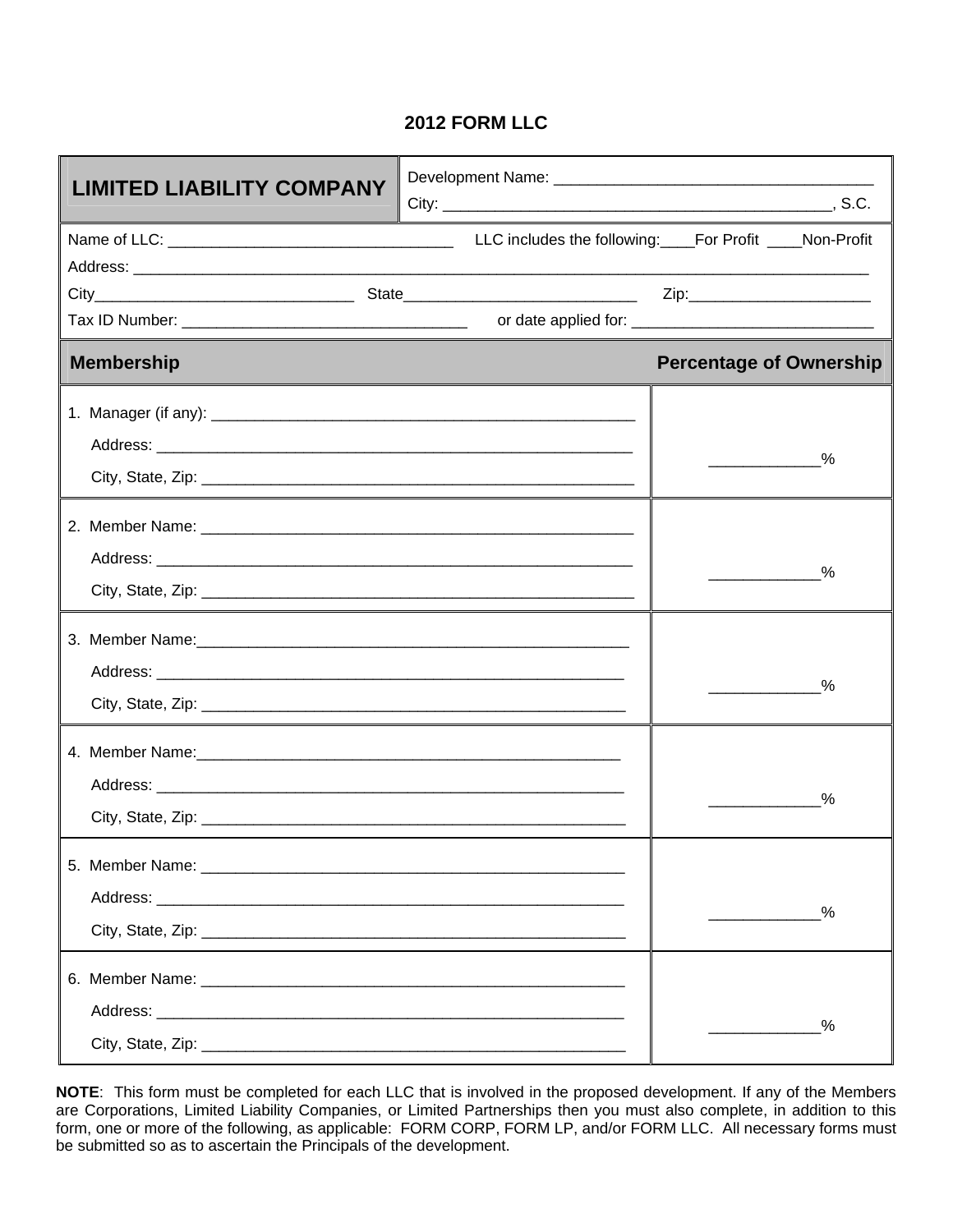# 2012 FORM LLC

| LIMITED LIABILITY COMPANY | Development Name: ____________________________________<br>City: ____________________________________________, S.C. |
|---|---|

Name of LLC: ________________________________ LLC includes the following:____For Profit ____Non-Profit

Address: ____________________________________________________________________________________

City_____________________________ State___________________________ Zip:_____________________

Tax ID Number: ________________________________ or date applied for: ____________________________

| Membership | Percentage of Ownership |
|---|---|
| 1. Manager (if any): ______________________________________________<br>Address: ______________________________________________________<br>City, State, Zip: _________________________________________________ | ____________% |
| 2. Member Name: ______________________________________________<br>Address: ______________________________________________________<br>City, State, Zip: _________________________________________________ | ____________% |
| 3. Member Name:______________________________________________<br>Address: ______________________________________________________<br>City, State, Zip: _________________________________________________ | ____________% |
| 4. Member Name:______________________________________________<br>Address: ______________________________________________________<br>City, State, Zip: _________________________________________________ | ____________% |
| 5. Member Name: ______________________________________________<br>Address: ______________________________________________________<br>City, State, Zip: _________________________________________________ | ____________% |
| 6. Member Name: ______________________________________________<br>Address: ______________________________________________________<br>City, State, Zip: _________________________________________________ | ____________% |

**NOTE**: This form must be completed for each LLC that is involved in the proposed development. If any of the Members are Corporations, Limited Liability Companies, or Limited Partnerships then you must also complete, in addition to this form, one or more of the following, as applicable: FORM CORP, FORM LP, and/or FORM LLC. All necessary forms must be submitted so as to ascertain the Principals of the development.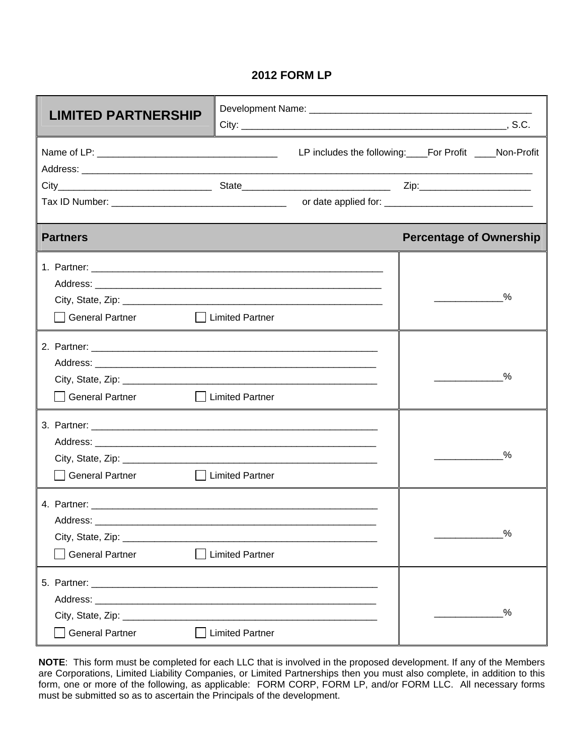# 2012 FORM LP

| LIMITED PARTNERSHIP | Development Name: __________________________________________ City: ___________________________________________________, S.C. |
|---|---|

Name of LP: ___________________________________ LP includes the following:____For Profit ____Non-Profit

Address: ___________________________________________________________________________________________

City_____________________________ State_____________________________ Zip:_____________________

Tax ID Number: _________________________________ or date applied for: ____________________________

| Partners | Percentage of Ownership |
|---|---|
| 1. Partner: ________________________________________________________ Address: ________________________________________________________ City, State, Zip: ____________________________________________________ ☐ General Partner ☐ Limited Partner | ____________% |
| 2. Partner: ________________________________________________________ Address: ________________________________________________________ City, State, Zip: ____________________________________________________ ☐ General Partner ☐ Limited Partner | ____________% |
| 3. Partner: ________________________________________________________ Address: ________________________________________________________ City, State, Zip: ____________________________________________________ ☐ General Partner ☐ Limited Partner | ____________% |
| 4. Partner: ________________________________________________________ Address: ________________________________________________________ City, State, Zip: ____________________________________________________ ☐ General Partner ☐ Limited Partner | ____________% |
| 5. Partner: ________________________________________________________ Address: ________________________________________________________ City, State, Zip: ____________________________________________________ ☐ General Partner ☐ Limited Partner | ____________% |

**NOTE**: This form must be completed for each LLC that is involved in the proposed development. If any of the Members are Corporations, Limited Liability Companies, or Limited Partnerships then you must also complete, in addition to this form, one or more of the following, as applicable: FORM CORP, FORM LP, and/or FORM LLC. All necessary forms must be submitted so as to ascertain the Principals of the development.